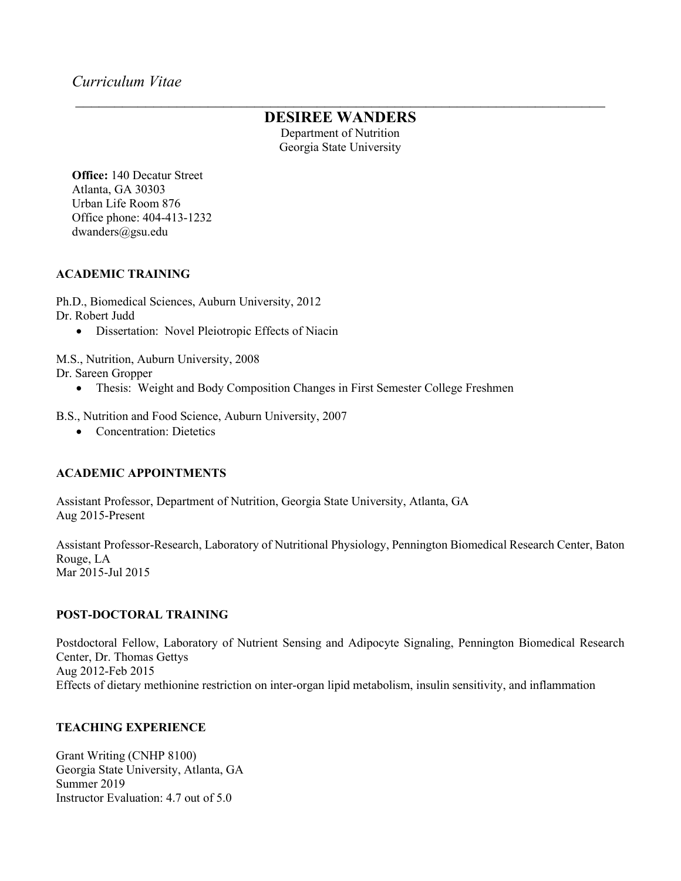*Curriculum Vitae*

# DESIREE WANDERS

Department of Nutrition
Georgia State University

**Office:** 140 Decatur Street
Atlanta, GA 30303
Urban Life Room 876
Office phone: 404-413-1232
dwanders@gsu.edu

## ACADEMIC TRAINING

Ph.D., Biomedical Sciences, Auburn University, 2012
Dr. Robert Judd

- Dissertation: Novel Pleiotropic Effects of Niacin

M.S., Nutrition, Auburn University, 2008
Dr. Sareen Gropper

- Thesis: Weight and Body Composition Changes in First Semester College Freshmen

B.S., Nutrition and Food Science, Auburn University, 2007

- Concentration: Dietetics

## ACADEMIC APPOINTMENTS

Assistant Professor, Department of Nutrition, Georgia State University, Atlanta, GA
Aug 2015-Present

Assistant Professor-Research, Laboratory of Nutritional Physiology, Pennington Biomedical Research Center, Baton Rouge, LA
Mar 2015-Jul 2015

## POST-DOCTORAL TRAINING

Postdoctoral Fellow, Laboratory of Nutrient Sensing and Adipocyte Signaling, Pennington Biomedical Research Center, Dr. Thomas Gettys
Aug 2012-Feb 2015
Effects of dietary methionine restriction on inter-organ lipid metabolism, insulin sensitivity, and inflammation

## TEACHING EXPERIENCE

Grant Writing (CNHP 8100)
Georgia State University, Atlanta, GA
Summer 2019
Instructor Evaluation: 4.7 out of 5.0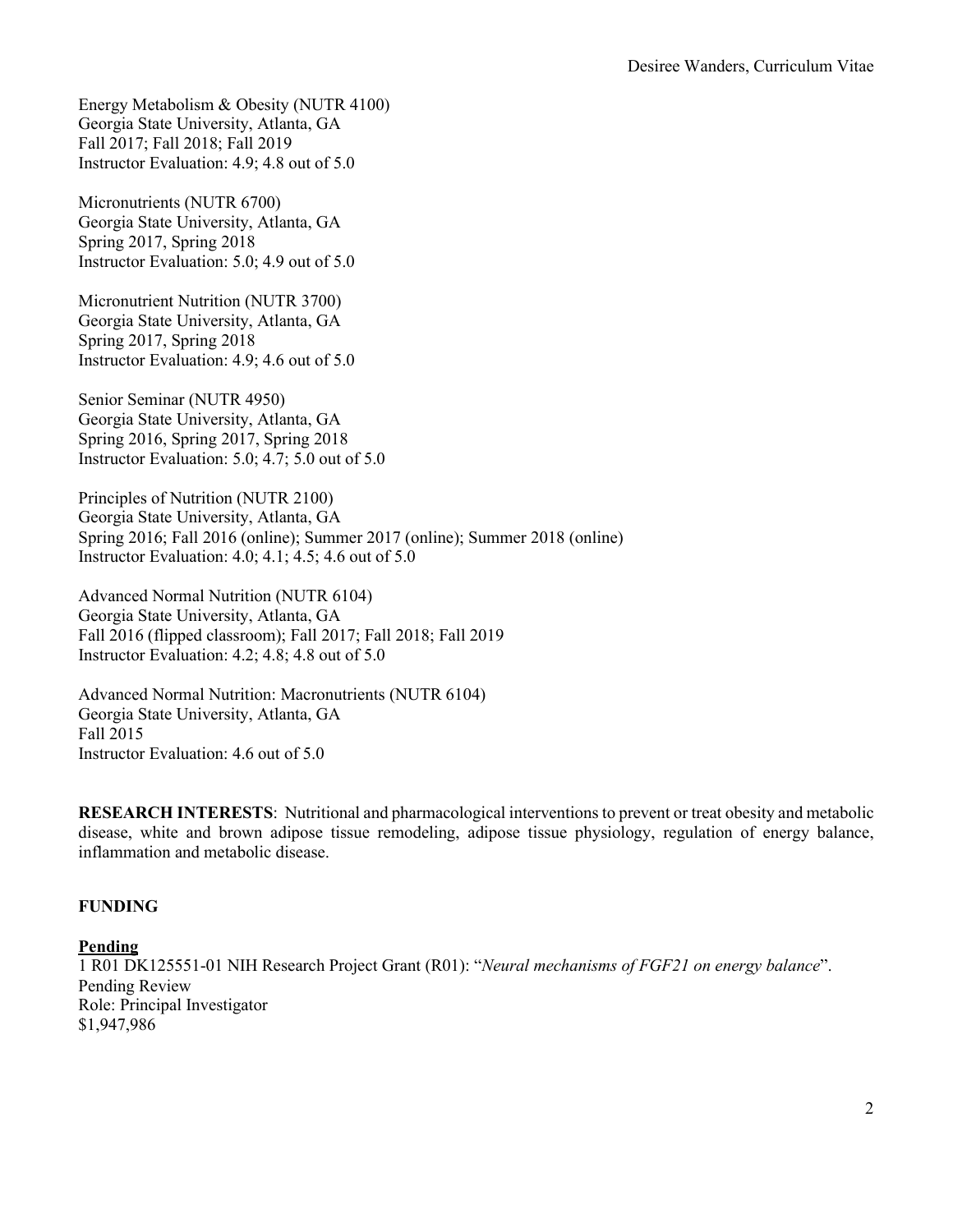Energy Metabolism & Obesity (NUTR 4100)
Georgia State University, Atlanta, GA
Fall 2017; Fall 2018; Fall 2019
Instructor Evaluation: 4.9; 4.8 out of 5.0

Micronutrients (NUTR 6700)
Georgia State University, Atlanta, GA
Spring 2017, Spring 2018
Instructor Evaluation: 5.0; 4.9 out of 5.0

Micronutrient Nutrition (NUTR 3700)
Georgia State University, Atlanta, GA
Spring 2017, Spring 2018
Instructor Evaluation: 4.9; 4.6 out of 5.0

Senior Seminar (NUTR 4950)
Georgia State University, Atlanta, GA
Spring 2016, Spring 2017, Spring 2018
Instructor Evaluation: 5.0; 4.7; 5.0 out of 5.0

Principles of Nutrition (NUTR 2100)
Georgia State University, Atlanta, GA
Spring 2016; Fall 2016 (online); Summer 2017 (online); Summer 2018 (online)
Instructor Evaluation: 4.0; 4.1; 4.5; 4.6 out of 5.0

Advanced Normal Nutrition (NUTR 6104)
Georgia State University, Atlanta, GA
Fall 2016 (flipped classroom); Fall 2017; Fall 2018; Fall 2019
Instructor Evaluation: 4.2; 4.8; 4.8 out of 5.0

Advanced Normal Nutrition: Macronutrients (NUTR 6104)
Georgia State University, Atlanta, GA
Fall 2015
Instructor Evaluation: 4.6 out of 5.0

**RESEARCH INTERESTS**: Nutritional and pharmacological interventions to prevent or treat obesity and metabolic disease, white and brown adipose tissue remodeling, adipose tissue physiology, regulation of energy balance, inflammation and metabolic disease.

## FUNDING

**Pending**

1 R01 DK125551-01 NIH Research Project Grant (R01): "*Neural mechanisms of FGF21 on energy balance*".
Pending Review
Role: Principal Investigator
$1,947,986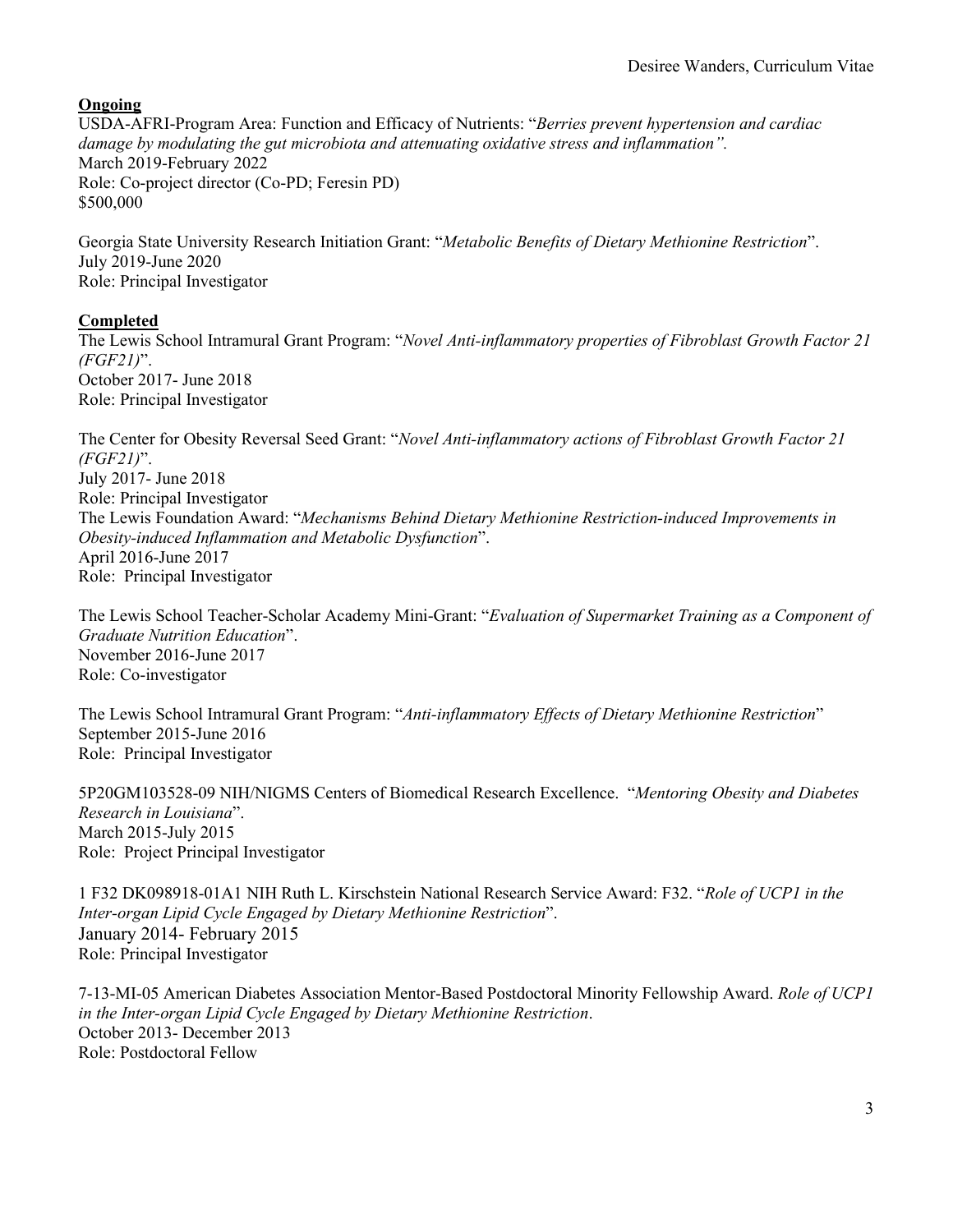**Ongoing**

USDA-AFRI-Program Area: Function and Efficacy of Nutrients: "*Berries prevent hypertension and cardiac damage by modulating the gut microbiota and attenuating oxidative stress and inflammation".*
March 2019-February 2022
Role: Co-project director (Co-PD; Feresin PD)
$500,000

Georgia State University Research Initiation Grant: "*Metabolic Benefits of Dietary Methionine Restriction*".
July 2019-June 2020
Role: Principal Investigator

**Completed**

The Lewis School Intramural Grant Program: "*Novel Anti-inflammatory properties of Fibroblast Growth Factor 21 (FGF21)*".
October 2017- June 2018
Role: Principal Investigator

The Center for Obesity Reversal Seed Grant: "*Novel Anti-inflammatory actions of Fibroblast Growth Factor 21 (FGF21)*".
July 2017- June 2018
Role: Principal Investigator

The Lewis Foundation Award: "*Mechanisms Behind Dietary Methionine Restriction-induced Improvements in Obesity-induced Inflammation and Metabolic Dysfunction*".
April 2016-June 2017
Role: Principal Investigator

The Lewis School Teacher-Scholar Academy Mini-Grant: "*Evaluation of Supermarket Training as a Component of Graduate Nutrition Education*".
November 2016-June 2017
Role: Co-investigator

The Lewis School Intramural Grant Program: "*Anti-inflammatory Effects of Dietary Methionine Restriction*"
September 2015-June 2016
Role: Principal Investigator

5P20GM103528-09 NIH/NIGMS Centers of Biomedical Research Excellence. "*Mentoring Obesity and Diabetes Research in Louisiana*".
March 2015-July 2015
Role: Project Principal Investigator

1 F32 DK098918-01A1 NIH Ruth L. Kirschstein National Research Service Award: F32. "*Role of UCP1 in the Inter-organ Lipid Cycle Engaged by Dietary Methionine Restriction*".
January 2014- February 2015
Role: Principal Investigator

7-13-MI-05 American Diabetes Association Mentor-Based Postdoctoral Minority Fellowship Award. *Role of UCP1 in the Inter-organ Lipid Cycle Engaged by Dietary Methionine Restriction*.
October 2013- December 2013
Role: Postdoctoral Fellow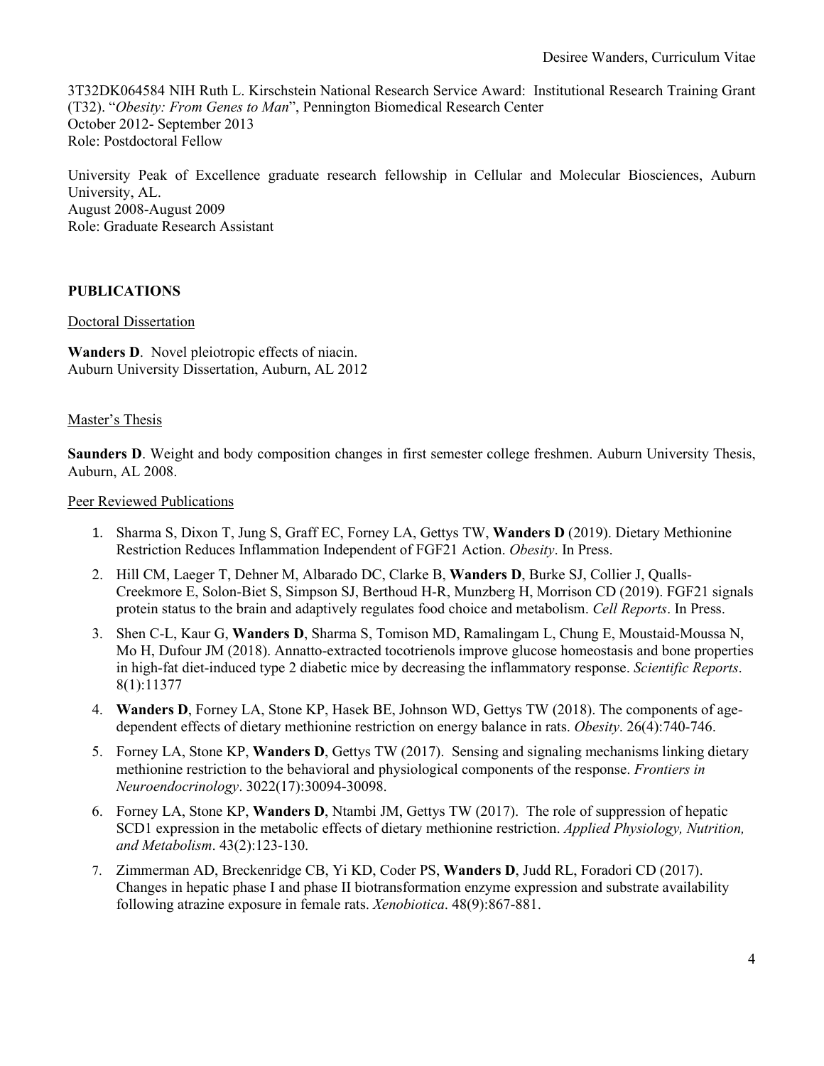3T32DK064584 NIH Ruth L. Kirschstein National Research Service Award: Institutional Research Training Grant (T32). "*Obesity: From Genes to Man*", Pennington Biomedical Research Center
October 2012- September 2013
Role: Postdoctoral Fellow

University Peak of Excellence graduate research fellowship in Cellular and Molecular Biosciences, Auburn University, AL.
August 2008-August 2009
Role: Graduate Research Assistant

## PUBLICATIONS

### Doctoral Dissertation

**Wanders D**. Novel pleiotropic effects of niacin.
Auburn University Dissertation, Auburn, AL 2012

### Master's Thesis

**Saunders D**. Weight and body composition changes in first semester college freshmen. Auburn University Thesis, Auburn, AL 2008.

### Peer Reviewed Publications

1. Sharma S, Dixon T, Jung S, Graff EC, Forney LA, Gettys TW, **Wanders D** (2019). Dietary Methionine Restriction Reduces Inflammation Independent of FGF21 Action. *Obesity*. In Press.
2. Hill CM, Laeger T, Dehner M, Albarado DC, Clarke B, **Wanders D**, Burke SJ, Collier J, Qualls-Creekmore E, Solon-Biet S, Simpson SJ, Berthoud H-R, Munzberg H, Morrison CD (2019). FGF21 signals protein status to the brain and adaptively regulates food choice and metabolism. *Cell Reports*. In Press.
3. Shen C-L, Kaur G, **Wanders D**, Sharma S, Tomison MD, Ramalingam L, Chung E, Moustaid-Moussa N, Mo H, Dufour JM (2018). Annatto-extracted tocotrienols improve glucose homeostasis and bone properties in high-fat diet-induced type 2 diabetic mice by decreasing the inflammatory response. *Scientific Reports*. 8(1):11377
4. **Wanders D**, Forney LA, Stone KP, Hasek BE, Johnson WD, Gettys TW (2018). The components of age-dependent effects of dietary methionine restriction on energy balance in rats. *Obesity*. 26(4):740-746.
5. Forney LA, Stone KP, **Wanders D**, Gettys TW (2017). Sensing and signaling mechanisms linking dietary methionine restriction to the behavioral and physiological components of the response. *Frontiers in Neuroendocrinology*. 3022(17):30094-30098.
6. Forney LA, Stone KP, **Wanders D**, Ntambi JM, Gettys TW (2017). The role of suppression of hepatic SCD1 expression in the metabolic effects of dietary methionine restriction. *Applied Physiology, Nutrition, and Metabolism*. 43(2):123-130.
7. Zimmerman AD, Breckenridge CB, Yi KD, Coder PS, **Wanders D**, Judd RL, Foradori CD (2017). Changes in hepatic phase I and phase II biotransformation enzyme expression and substrate availability following atrazine exposure in female rats. *Xenobiotica*. 48(9):867-881.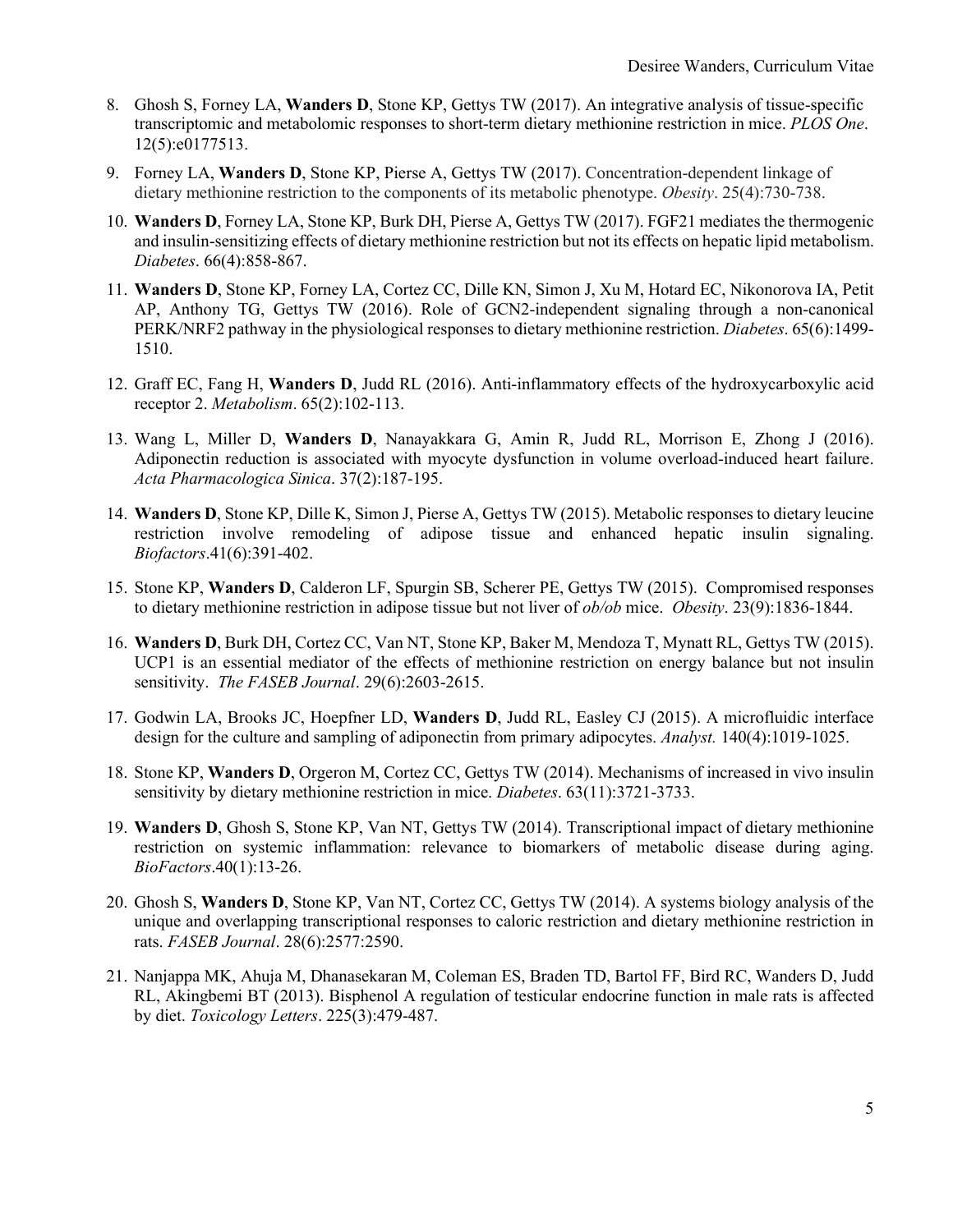8. Ghosh S, Forney LA, **Wanders D**, Stone KP, Gettys TW (2017). An integrative analysis of tissue-specific transcriptomic and metabolomic responses to short-term dietary methionine restriction in mice. *PLOS One*. 12(5):e0177513.

9. Forney LA, **Wanders D**, Stone KP, Pierse A, Gettys TW (2017). Concentration-dependent linkage of dietary methionine restriction to the components of its metabolic phenotype. *Obesity*. 25(4):730-738.

10. **Wanders D**, Forney LA, Stone KP, Burk DH, Pierse A, Gettys TW (2017). FGF21 mediates the thermogenic and insulin-sensitizing effects of dietary methionine restriction but not its effects on hepatic lipid metabolism. *Diabetes*. 66(4):858-867.

11. **Wanders D**, Stone KP, Forney LA, Cortez CC, Dille KN, Simon J, Xu M, Hotard EC, Nikonorova IA, Petit AP, Anthony TG, Gettys TW (2016). Role of GCN2-independent signaling through a non-canonical PERK/NRF2 pathway in the physiological responses to dietary methionine restriction. *Diabetes*. 65(6):1499-1510.

12. Graff EC, Fang H, **Wanders D**, Judd RL (2016). Anti-inflammatory effects of the hydroxycarboxylic acid receptor 2. *Metabolism*. 65(2):102-113.

13. Wang L, Miller D, **Wanders D**, Nanayakkara G, Amin R, Judd RL, Morrison E, Zhong J (2016). Adiponectin reduction is associated with myocyte dysfunction in volume overload-induced heart failure. *Acta Pharmacologica Sinica*. 37(2):187-195.

14. **Wanders D**, Stone KP, Dille K, Simon J, Pierse A, Gettys TW (2015). Metabolic responses to dietary leucine restriction involve remodeling of adipose tissue and enhanced hepatic insulin signaling. *Biofactors*.41(6):391-402.

15. Stone KP, **Wanders D**, Calderon LF, Spurgin SB, Scherer PE, Gettys TW (2015). Compromised responses to dietary methionine restriction in adipose tissue but not liver of *ob/ob* mice. *Obesity*. 23(9):1836-1844.

16. **Wanders D**, Burk DH, Cortez CC, Van NT, Stone KP, Baker M, Mendoza T, Mynatt RL, Gettys TW (2015). UCP1 is an essential mediator of the effects of methionine restriction on energy balance but not insulin sensitivity. *The FASEB Journal*. 29(6):2603-2615.

17. Godwin LA, Brooks JC, Hoepfner LD, **Wanders D**, Judd RL, Easley CJ (2015). A microfluidic interface design for the culture and sampling of adiponectin from primary adipocytes. *Analyst.* 140(4):1019-1025.

18. Stone KP, **Wanders D**, Orgeron M, Cortez CC, Gettys TW (2014). Mechanisms of increased in vivo insulin sensitivity by dietary methionine restriction in mice. *Diabetes*. 63(11):3721-3733.

19. **Wanders D**, Ghosh S, Stone KP, Van NT, Gettys TW (2014). Transcriptional impact of dietary methionine restriction on systemic inflammation: relevance to biomarkers of metabolic disease during aging. *BioFactors*.40(1):13-26.

20. Ghosh S, **Wanders D**, Stone KP, Van NT, Cortez CC, Gettys TW (2014). A systems biology analysis of the unique and overlapping transcriptional responses to caloric restriction and dietary methionine restriction in rats. *FASEB Journal*. 28(6):2577:2590.

21. Nanjappa MK, Ahuja M, Dhanasekaran M, Coleman ES, Braden TD, Bartol FF, Bird RC, Wanders D, Judd RL, Akingbemi BT (2013). Bisphenol A regulation of testicular endocrine function in male rats is affected by diet. *Toxicology Letters*. 225(3):479-487.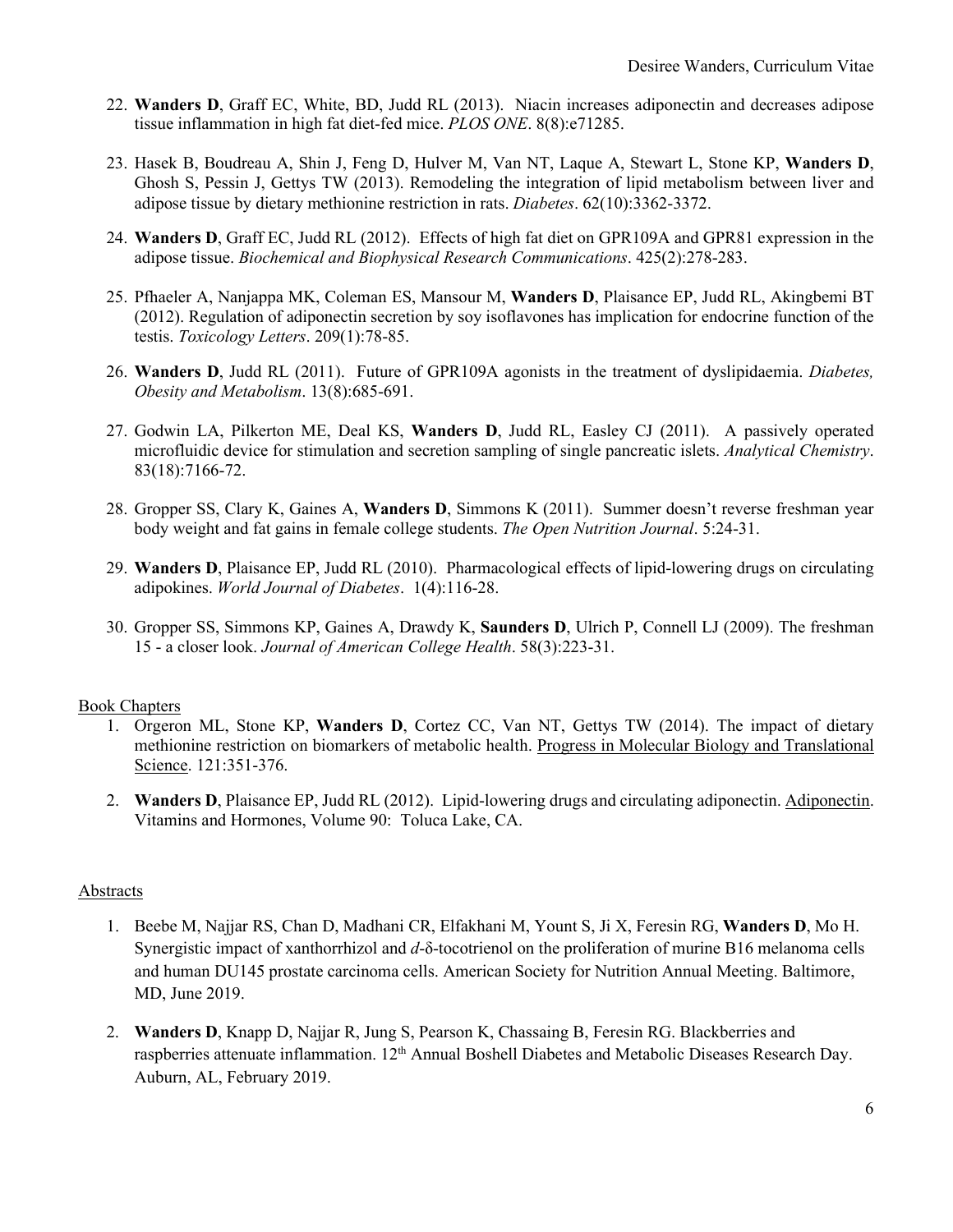22. **Wanders D**, Graff EC, White, BD, Judd RL (2013). Niacin increases adiponectin and decreases adipose tissue inflammation in high fat diet-fed mice. *PLOS ONE*. 8(8):e71285.

23. Hasek B, Boudreau A, Shin J, Feng D, Hulver M, Van NT, Laque A, Stewart L, Stone KP, **Wanders D**, Ghosh S, Pessin J, Gettys TW (2013). Remodeling the integration of lipid metabolism between liver and adipose tissue by dietary methionine restriction in rats. *Diabetes*. 62(10):3362-3372.

24. **Wanders D**, Graff EC, Judd RL (2012). Effects of high fat diet on GPR109A and GPR81 expression in the adipose tissue. *Biochemical and Biophysical Research Communications*. 425(2):278-283.

25. Pfhaeler A, Nanjappa MK, Coleman ES, Mansour M, **Wanders D**, Plaisance EP, Judd RL, Akingbemi BT (2012). Regulation of adiponectin secretion by soy isoflavones has implication for endocrine function of the testis. *Toxicology Letters*. 209(1):78-85.

26. **Wanders D**, Judd RL (2011). Future of GPR109A agonists in the treatment of dyslipidaemia. *Diabetes, Obesity and Metabolism*. 13(8):685-691.

27. Godwin LA, Pilkerton ME, Deal KS, **Wanders D**, Judd RL, Easley CJ (2011). A passively operated microfluidic device for stimulation and secretion sampling of single pancreatic islets. *Analytical Chemistry*. 83(18):7166-72.

28. Gropper SS, Clary K, Gaines A, **Wanders D**, Simmons K (2011). Summer doesn't reverse freshman year body weight and fat gains in female college students. *The Open Nutrition Journal*. 5:24-31.

29. **Wanders D**, Plaisance EP, Judd RL (2010). Pharmacological effects of lipid-lowering drugs on circulating adipokines. *World Journal of Diabetes*. 1(4):116-28.

30. Gropper SS, Simmons KP, Gaines A, Drawdy K, **Saunders D**, Ulrich P, Connell LJ (2009). The freshman 15 - a closer look. *Journal of American College Health*. 58(3):223-31.

Book Chapters

1. Orgeron ML, Stone KP, **Wanders D**, Cortez CC, Van NT, Gettys TW (2014). The impact of dietary methionine restriction on biomarkers of metabolic health. Progress in Molecular Biology and Translational Science. 121:351-376.

2. **Wanders D**, Plaisance EP, Judd RL (2012). Lipid-lowering drugs and circulating adiponectin. Adiponectin. Vitamins and Hormones, Volume 90: Toluca Lake, CA.

Abstracts

1. Beebe M, Najjar RS, Chan D, Madhani CR, Elfakhani M, Yount S, Ji X, Feresin RG, **Wanders D**, Mo H. Synergistic impact of xanthorrhizol and *d*-δ-tocotrienol on the proliferation of murine B16 melanoma cells and human DU145 prostate carcinoma cells. American Society for Nutrition Annual Meeting. Baltimore, MD, June 2019.

2. **Wanders D**, Knapp D, Najjar R, Jung S, Pearson K, Chassaing B, Feresin RG. Blackberries and raspberries attenuate inflammation. 12th Annual Boshell Diabetes and Metabolic Diseases Research Day. Auburn, AL, February 2019.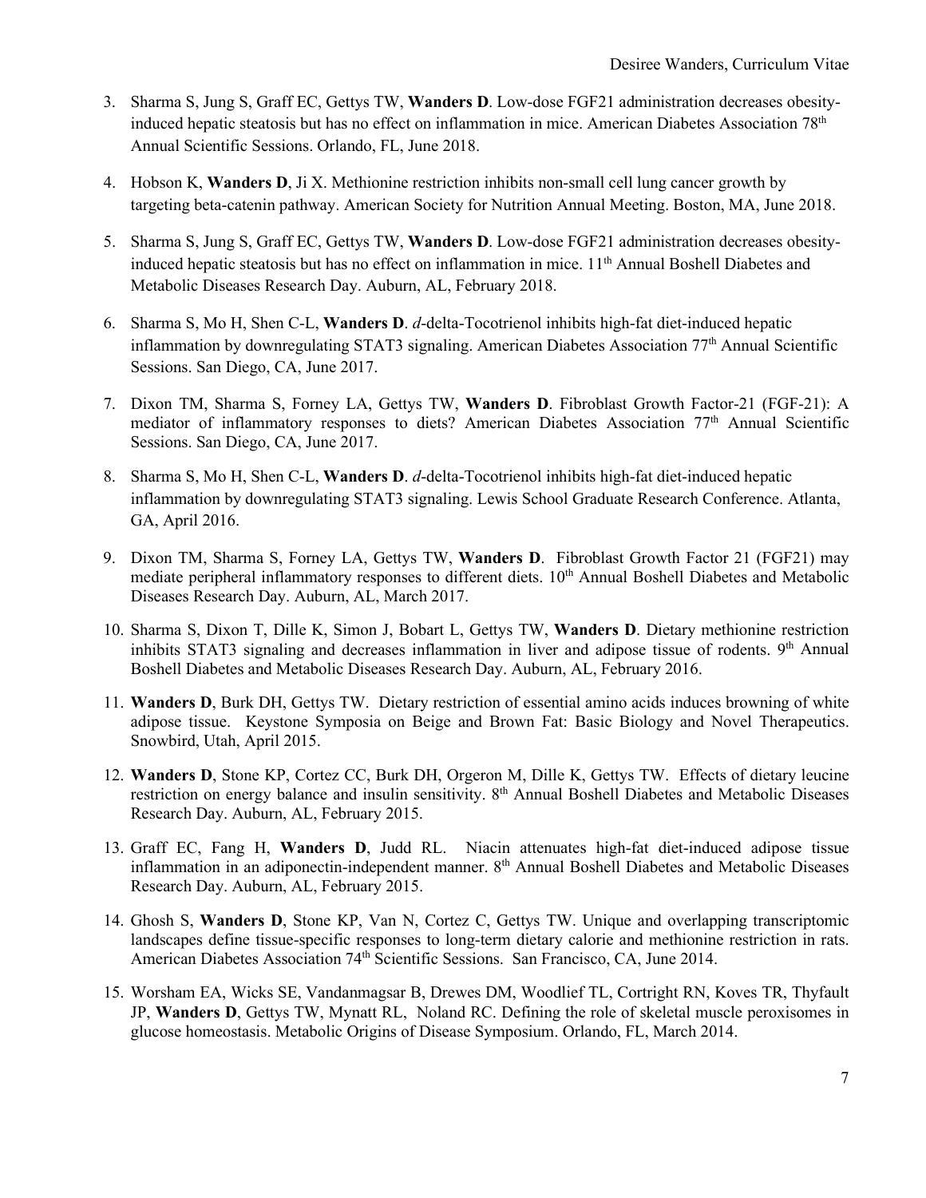3. Sharma S, Jung S, Graff EC, Gettys TW, **Wanders D**. Low-dose FGF21 administration decreases obesity-induced hepatic steatosis but has no effect on inflammation in mice. American Diabetes Association 78th Annual Scientific Sessions. Orlando, FL, June 2018.

4. Hobson K, **Wanders D**, Ji X. Methionine restriction inhibits non-small cell lung cancer growth by targeting beta-catenin pathway. American Society for Nutrition Annual Meeting. Boston, MA, June 2018.

5. Sharma S, Jung S, Graff EC, Gettys TW, **Wanders D**. Low-dose FGF21 administration decreases obesity-induced hepatic steatosis but has no effect on inflammation in mice. 11th Annual Boshell Diabetes and Metabolic Diseases Research Day. Auburn, AL, February 2018.

6. Sharma S, Mo H, Shen C-L, **Wanders D**. *d*-delta-Tocotrienol inhibits high-fat diet-induced hepatic inflammation by downregulating STAT3 signaling. American Diabetes Association 77th Annual Scientific Sessions. San Diego, CA, June 2017.

7. Dixon TM, Sharma S, Forney LA, Gettys TW, **Wanders D**. Fibroblast Growth Factor-21 (FGF-21): A mediator of inflammatory responses to diets? American Diabetes Association 77th Annual Scientific Sessions. San Diego, CA, June 2017.

8. Sharma S, Mo H, Shen C-L, **Wanders D**. *d*-delta-Tocotrienol inhibits high-fat diet-induced hepatic inflammation by downregulating STAT3 signaling. Lewis School Graduate Research Conference. Atlanta, GA, April 2016.

9. Dixon TM, Sharma S, Forney LA, Gettys TW, **Wanders D**. Fibroblast Growth Factor 21 (FGF21) may mediate peripheral inflammatory responses to different diets. 10th Annual Boshell Diabetes and Metabolic Diseases Research Day. Auburn, AL, March 2017.

10. Sharma S, Dixon T, Dille K, Simon J, Bobart L, Gettys TW, **Wanders D**. Dietary methionine restriction inhibits STAT3 signaling and decreases inflammation in liver and adipose tissue of rodents. 9th Annual Boshell Diabetes and Metabolic Diseases Research Day. Auburn, AL, February 2016.

11. **Wanders D**, Burk DH, Gettys TW. Dietary restriction of essential amino acids induces browning of white adipose tissue. Keystone Symposia on Beige and Brown Fat: Basic Biology and Novel Therapeutics. Snowbird, Utah, April 2015.

12. **Wanders D**, Stone KP, Cortez CC, Burk DH, Orgeron M, Dille K, Gettys TW. Effects of dietary leucine restriction on energy balance and insulin sensitivity. 8th Annual Boshell Diabetes and Metabolic Diseases Research Day. Auburn, AL, February 2015.

13. Graff EC, Fang H, **Wanders D**, Judd RL. Niacin attenuates high-fat diet-induced adipose tissue inflammation in an adiponectin-independent manner. 8th Annual Boshell Diabetes and Metabolic Diseases Research Day. Auburn, AL, February 2015.

14. Ghosh S, **Wanders D**, Stone KP, Van N, Cortez C, Gettys TW. Unique and overlapping transcriptomic landscapes define tissue-specific responses to long-term dietary calorie and methionine restriction in rats. American Diabetes Association 74th Scientific Sessions. San Francisco, CA, June 2014.

15. Worsham EA, Wicks SE, Vandanmagsar B, Drewes DM, Woodlief TL, Cortright RN, Koves TR, Thyfault JP, **Wanders D**, Gettys TW, Mynatt RL, Noland RC. Defining the role of skeletal muscle peroxisomes in glucose homeostasis. Metabolic Origins of Disease Symposium. Orlando, FL, March 2014.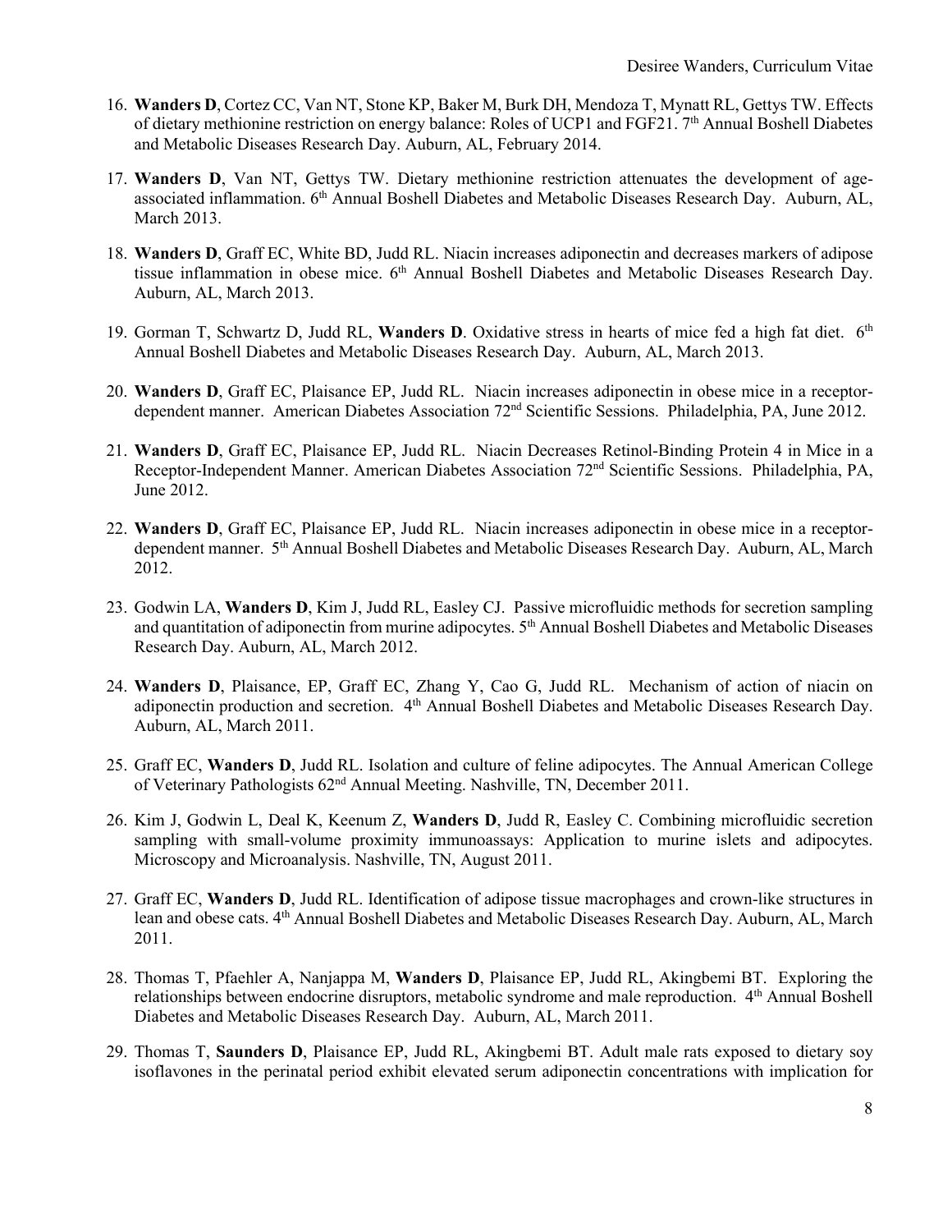16. **Wanders D**, Cortez CC, Van NT, Stone KP, Baker M, Burk DH, Mendoza T, Mynatt RL, Gettys TW. Effects of dietary methionine restriction on energy balance: Roles of UCP1 and FGF21. 7th Annual Boshell Diabetes and Metabolic Diseases Research Day. Auburn, AL, February 2014.

17. **Wanders D**, Van NT, Gettys TW. Dietary methionine restriction attenuates the development of age-associated inflammation. 6th Annual Boshell Diabetes and Metabolic Diseases Research Day. Auburn, AL, March 2013.

18. **Wanders D**, Graff EC, White BD, Judd RL. Niacin increases adiponectin and decreases markers of adipose tissue inflammation in obese mice. 6th Annual Boshell Diabetes and Metabolic Diseases Research Day. Auburn, AL, March 2013.

19. Gorman T, Schwartz D, Judd RL, **Wanders D**. Oxidative stress in hearts of mice fed a high fat diet. 6th Annual Boshell Diabetes and Metabolic Diseases Research Day. Auburn, AL, March 2013.

20. **Wanders D**, Graff EC, Plaisance EP, Judd RL. Niacin increases adiponectin in obese mice in a receptor-dependent manner. American Diabetes Association 72nd Scientific Sessions. Philadelphia, PA, June 2012.

21. **Wanders D**, Graff EC, Plaisance EP, Judd RL. Niacin Decreases Retinol-Binding Protein 4 in Mice in a Receptor-Independent Manner. American Diabetes Association 72nd Scientific Sessions. Philadelphia, PA, June 2012.

22. **Wanders D**, Graff EC, Plaisance EP, Judd RL. Niacin increases adiponectin in obese mice in a receptor-dependent manner. 5th Annual Boshell Diabetes and Metabolic Diseases Research Day. Auburn, AL, March 2012.

23. Godwin LA, **Wanders D**, Kim J, Judd RL, Easley CJ. Passive microfluidic methods for secretion sampling and quantitation of adiponectin from murine adipocytes. 5th Annual Boshell Diabetes and Metabolic Diseases Research Day. Auburn, AL, March 2012.

24. **Wanders D**, Plaisance, EP, Graff EC, Zhang Y, Cao G, Judd RL. Mechanism of action of niacin on adiponectin production and secretion. 4th Annual Boshell Diabetes and Metabolic Diseases Research Day. Auburn, AL, March 2011.

25. Graff EC, **Wanders D**, Judd RL. Isolation and culture of feline adipocytes. The Annual American College of Veterinary Pathologists 62nd Annual Meeting. Nashville, TN, December 2011.

26. Kim J, Godwin L, Deal K, Keenum Z, **Wanders D**, Judd R, Easley C. Combining microfluidic secretion sampling with small-volume proximity immunoassays: Application to murine islets and adipocytes. Microscopy and Microanalysis. Nashville, TN, August 2011.

27. Graff EC, **Wanders D**, Judd RL. Identification of adipose tissue macrophages and crown-like structures in lean and obese cats. 4th Annual Boshell Diabetes and Metabolic Diseases Research Day. Auburn, AL, March 2011.

28. Thomas T, Pfaehler A, Nanjappa M, **Wanders D**, Plaisance EP, Judd RL, Akingbemi BT. Exploring the relationships between endocrine disruptors, metabolic syndrome and male reproduction. 4th Annual Boshell Diabetes and Metabolic Diseases Research Day. Auburn, AL, March 2011.

29. Thomas T, **Saunders D**, Plaisance EP, Judd RL, Akingbemi BT. Adult male rats exposed to dietary soy isoflavones in the perinatal period exhibit elevated serum adiponectin concentrations with implication for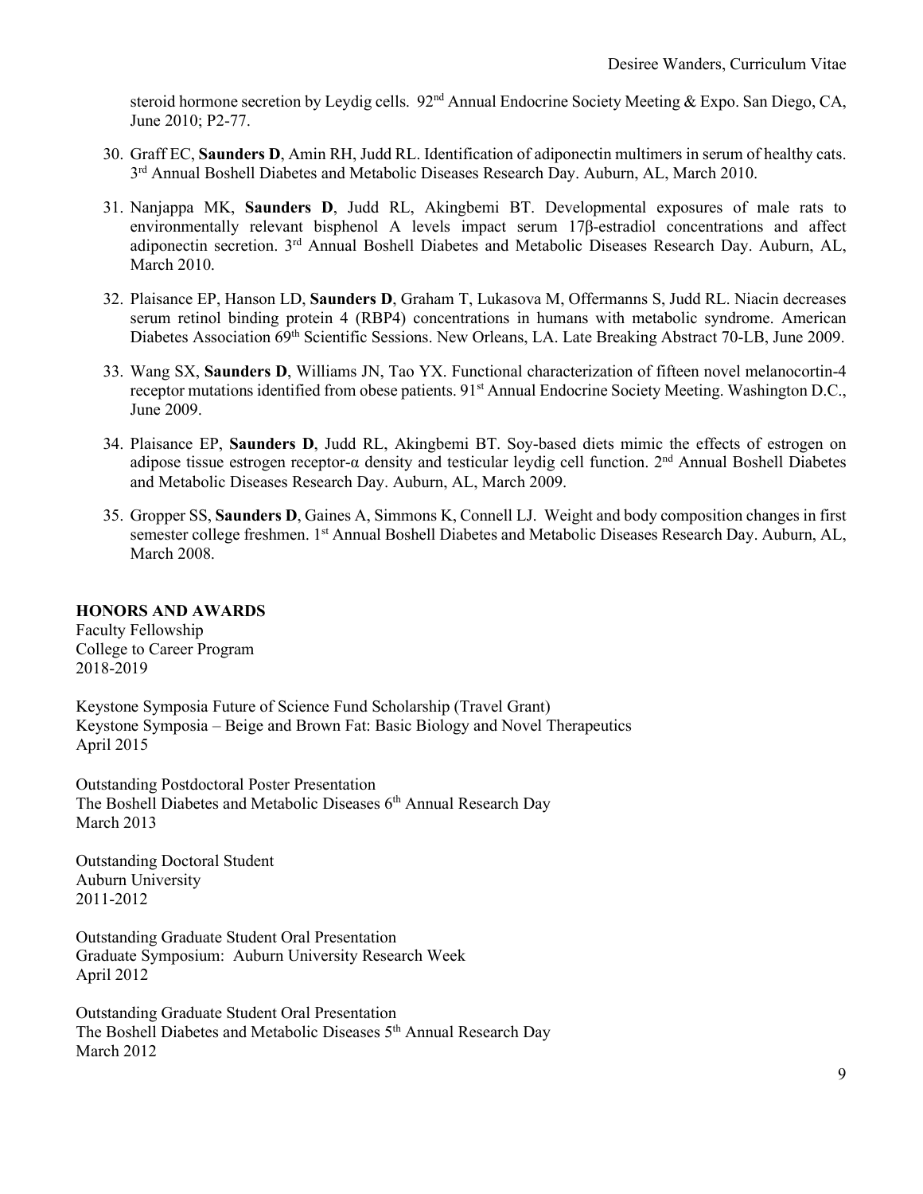steroid hormone secretion by Leydig cells. 92nd Annual Endocrine Society Meeting & Expo. San Diego, CA, June 2010; P2-77.

30. Graff EC, **Saunders D**, Amin RH, Judd RL. Identification of adiponectin multimers in serum of healthy cats. 3rd Annual Boshell Diabetes and Metabolic Diseases Research Day. Auburn, AL, March 2010.

31. Nanjappa MK, **Saunders D**, Judd RL, Akingbemi BT. Developmental exposures of male rats to environmentally relevant bisphenol A levels impact serum 17β-estradiol concentrations and affect adiponectin secretion. 3rd Annual Boshell Diabetes and Metabolic Diseases Research Day. Auburn, AL, March 2010.

32. Plaisance EP, Hanson LD, **Saunders D**, Graham T, Lukasova M, Offermanns S, Judd RL. Niacin decreases serum retinol binding protein 4 (RBP4) concentrations in humans with metabolic syndrome. American Diabetes Association 69th Scientific Sessions. New Orleans, LA. Late Breaking Abstract 70-LB, June 2009.

33. Wang SX, **Saunders D**, Williams JN, Tao YX. Functional characterization of fifteen novel melanocortin-4 receptor mutations identified from obese patients. 91st Annual Endocrine Society Meeting. Washington D.C., June 2009.

34. Plaisance EP, **Saunders D**, Judd RL, Akingbemi BT. Soy-based diets mimic the effects of estrogen on adipose tissue estrogen receptor-α density and testicular leydig cell function. 2nd Annual Boshell Diabetes and Metabolic Diseases Research Day. Auburn, AL, March 2009.

35. Gropper SS, **Saunders D**, Gaines A, Simmons K, Connell LJ. Weight and body composition changes in first semester college freshmen. 1st Annual Boshell Diabetes and Metabolic Diseases Research Day. Auburn, AL, March 2008.

## HONORS AND AWARDS

Faculty Fellowship
College to Career Program
2018-2019

Keystone Symposia Future of Science Fund Scholarship (Travel Grant)
Keystone Symposia – Beige and Brown Fat: Basic Biology and Novel Therapeutics
April 2015

Outstanding Postdoctoral Poster Presentation
The Boshell Diabetes and Metabolic Diseases 6th Annual Research Day
March 2013

Outstanding Doctoral Student
Auburn University
2011-2012

Outstanding Graduate Student Oral Presentation
Graduate Symposium: Auburn University Research Week
April 2012

Outstanding Graduate Student Oral Presentation
The Boshell Diabetes and Metabolic Diseases 5th Annual Research Day
March 2012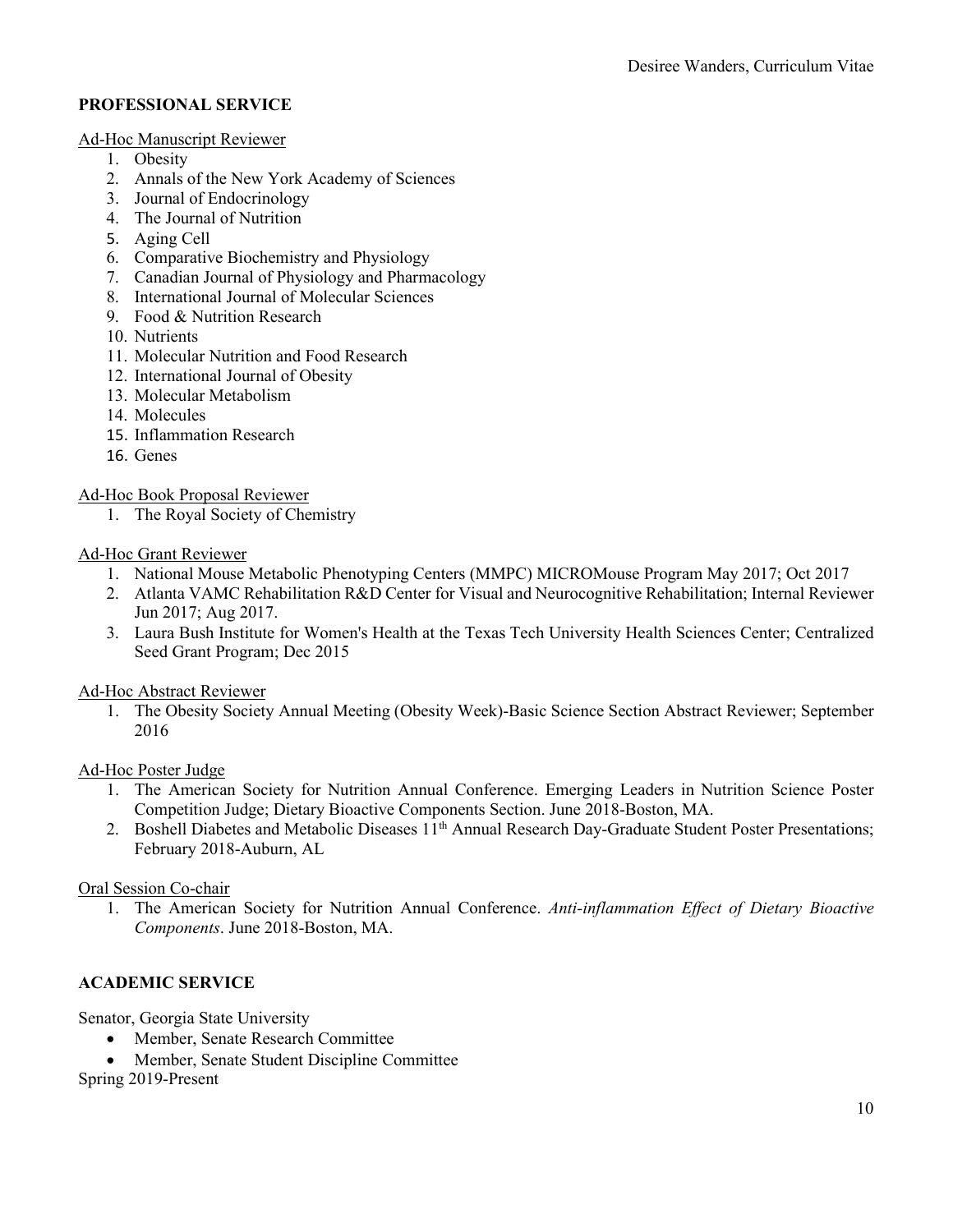## PROFESSIONAL SERVICE

Ad-Hoc Manuscript Reviewer

1. Obesity
2. Annals of the New York Academy of Sciences
3. Journal of Endocrinology
4. The Journal of Nutrition
5. Aging Cell
6. Comparative Biochemistry and Physiology
7. Canadian Journal of Physiology and Pharmacology
8. International Journal of Molecular Sciences
9. Food & Nutrition Research
10. Nutrients
11. Molecular Nutrition and Food Research
12. International Journal of Obesity
13. Molecular Metabolism
14. Molecules
15. Inflammation Research
16. Genes

Ad-Hoc Book Proposal Reviewer

1. The Royal Society of Chemistry

Ad-Hoc Grant Reviewer

1. National Mouse Metabolic Phenotyping Centers (MMPC) MICROMouse Program May 2017; Oct 2017
2. Atlanta VAMC Rehabilitation R&D Center for Visual and Neurocognitive Rehabilitation; Internal Reviewer Jun 2017; Aug 2017.
3. Laura Bush Institute for Women's Health at the Texas Tech University Health Sciences Center; Centralized Seed Grant Program; Dec 2015

Ad-Hoc Abstract Reviewer

1. The Obesity Society Annual Meeting (Obesity Week)-Basic Science Section Abstract Reviewer; September 2016

Ad-Hoc Poster Judge

1. The American Society for Nutrition Annual Conference. Emerging Leaders in Nutrition Science Poster Competition Judge; Dietary Bioactive Components Section. June 2018-Boston, MA.
2. Boshell Diabetes and Metabolic Diseases 11th Annual Research Day-Graduate Student Poster Presentations; February 2018-Auburn, AL

Oral Session Co-chair

1. The American Society for Nutrition Annual Conference. *Anti-inflammation Effect of Dietary Bioactive Components*. June 2018-Boston, MA.

## ACADEMIC SERVICE

Senator, Georgia State University

- Member, Senate Research Committee
- Member, Senate Student Discipline Committee

Spring 2019-Present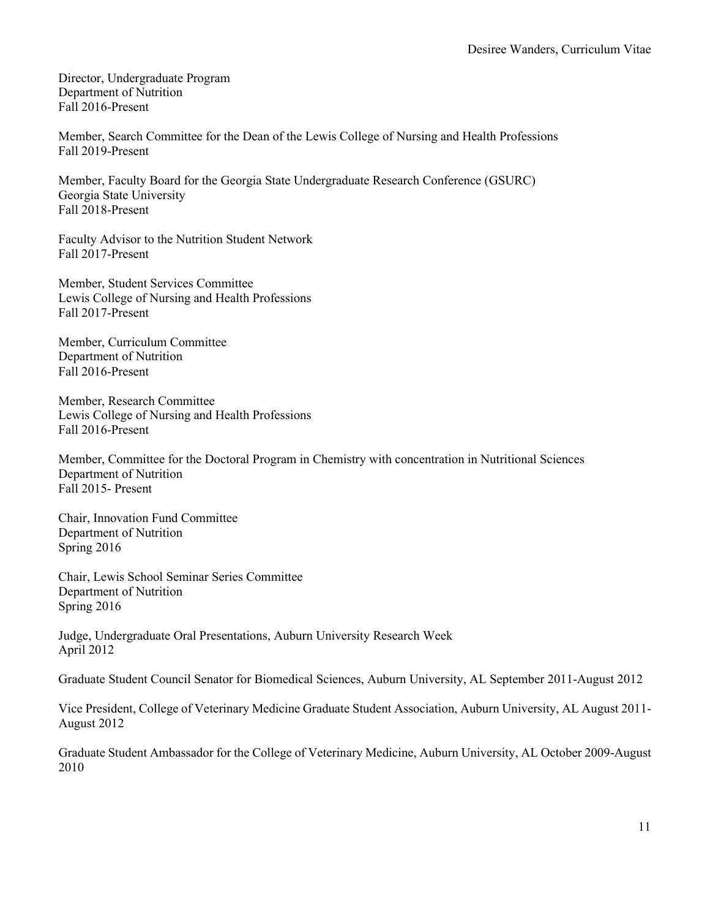Director, Undergraduate Program
Department of Nutrition
Fall 2016-Present

Member, Search Committee for the Dean of the Lewis College of Nursing and Health Professions
Fall 2019-Present

Member, Faculty Board for the Georgia State Undergraduate Research Conference (GSURC)
Georgia State University
Fall 2018-Present

Faculty Advisor to the Nutrition Student Network
Fall 2017-Present

Member, Student Services Committee
Lewis College of Nursing and Health Professions
Fall 2017-Present

Member, Curriculum Committee
Department of Nutrition
Fall 2016-Present

Member, Research Committee
Lewis College of Nursing and Health Professions
Fall 2016-Present

Member, Committee for the Doctoral Program in Chemistry with concentration in Nutritional Sciences
Department of Nutrition
Fall 2015- Present

Chair, Innovation Fund Committee
Department of Nutrition
Spring 2016

Chair, Lewis School Seminar Series Committee
Department of Nutrition
Spring 2016

Judge, Undergraduate Oral Presentations, Auburn University Research Week
April 2012

Graduate Student Council Senator for Biomedical Sciences, Auburn University, AL September 2011-August 2012

Vice President, College of Veterinary Medicine Graduate Student Association, Auburn University, AL August 2011-August 2012

Graduate Student Ambassador for the College of Veterinary Medicine, Auburn University, AL October 2009-August 2010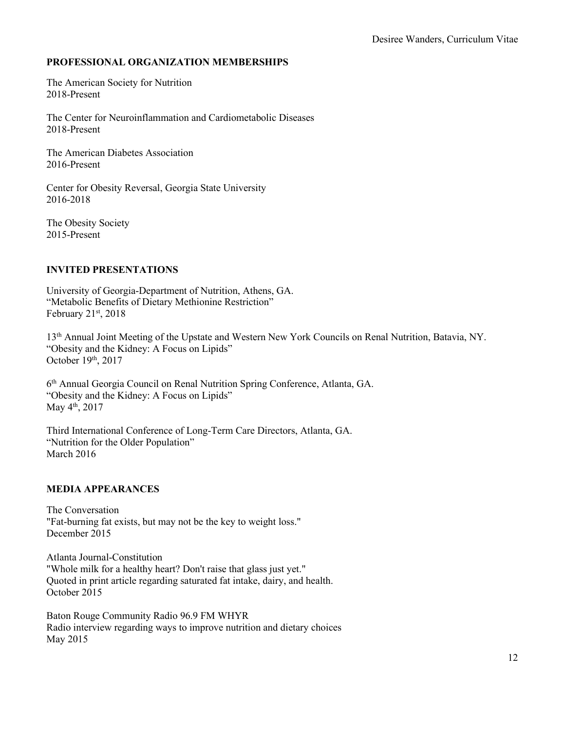## PROFESSIONAL ORGANIZATION MEMBERSHIPS

The American Society for Nutrition
2018-Present

The Center for Neuroinflammation and Cardiometabolic Diseases
2018-Present

The American Diabetes Association
2016-Present

Center for Obesity Reversal, Georgia State University
2016-2018

The Obesity Society
2015-Present

## INVITED PRESENTATIONS

University of Georgia-Department of Nutrition, Athens, GA.
"Metabolic Benefits of Dietary Methionine Restriction"
February 21st, 2018

13th Annual Joint Meeting of the Upstate and Western New York Councils on Renal Nutrition, Batavia, NY.
"Obesity and the Kidney: A Focus on Lipids"
October 19th, 2017

6th Annual Georgia Council on Renal Nutrition Spring Conference, Atlanta, GA.
"Obesity and the Kidney: A Focus on Lipids"
May 4th, 2017

Third International Conference of Long-Term Care Directors, Atlanta, GA.
"Nutrition for the Older Population"
March 2016

## MEDIA APPEARANCES

The Conversation
"Fat-burning fat exists, but may not be the key to weight loss."
December 2015

Atlanta Journal-Constitution
"Whole milk for a healthy heart? Don't raise that glass just yet."
Quoted in print article regarding saturated fat intake, dairy, and health.
October 2015

Baton Rouge Community Radio 96.9 FM WHYR
Radio interview regarding ways to improve nutrition and dietary choices
May 2015